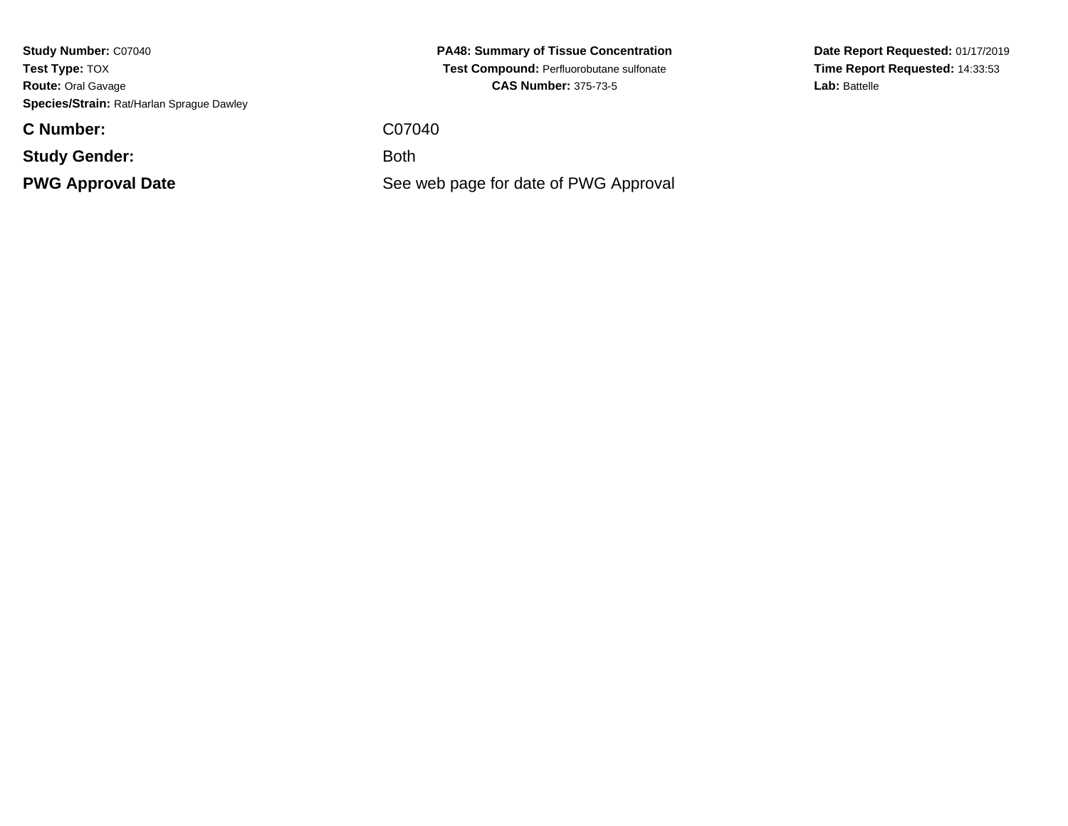**Study Number:** C07040
**Test Type:** TOX
**Route:** Oral Gavage
**Species/Strain:** Rat/Harlan Sprague Dawley

**PA48: Summary of Tissue Concentration**
**Test Compound:** Perfluorobutane sulfonate
**CAS Number:** 375-73-5

**Date Report Requested:** 01/17/2019
**Time Report Requested:** 14:33:53
**Lab:** Battelle

| | |
|---|---|
| **C Number:** | C07040 |
| **Study Gender:** | Both |
| **PWG Approval Date** | See web page for date of PWG Approval |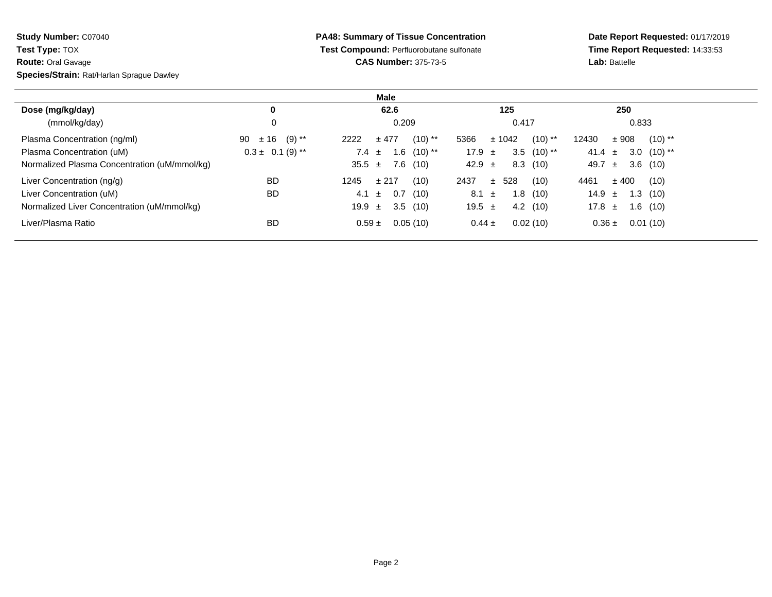**Study Number:** C07040
**Test Type:** TOX
**Route:** Oral Gavage
**Species/Strain:** Rat/Harlan Sprague Dawley

**PA48: Summary of Tissue Concentration**
**Test Compound:** Perfluorobutane sulfonate
**CAS Number:** 375-73-5

**Date Report Requested:** 01/17/2019
**Time Report Requested:** 14:33:53
**Lab:** Battelle

| | Male | | | |
|---|---|---|---|---|
| **Dose (mg/kg/day)** | **0** | **62.6** | **125** | **250** |
| (mmol/kg/day) | 0 | 0.209 | 0.417 | 0.833 |
| Plasma Concentration (ng/ml) | 90 ± 16 (9) ** | 2222 ± 477 (10) ** | 5366 ± 1042 (10) ** | 12430 ± 908 (10) ** |
| Plasma Concentration (uM) | 0.3 ± 0.1 (9) ** | 7.4 ± 1.6 (10) ** | 17.9 ± 3.5 (10) ** | 41.4 ± 3.0 (10) ** |
| Normalized Plasma Concentration (uM/mmol/kg) | | 35.5 ± 7.6 (10) | 42.9 ± 8.3 (10) | 49.7 ± 3.6 (10) |
| Liver Concentration (ng/g) | BD | 1245 ± 217 (10) | 2437 ± 528 (10) | 4461 ± 400 (10) |
| Liver Concentration (uM) | BD | 4.1 ± 0.7 (10) | 8.1 ± 1.8 (10) | 14.9 ± 1.3 (10) |
| Normalized Liver Concentration (uM/mmol/kg) | | 19.9 ± 3.5 (10) | 19.5 ± 4.2 (10) | 17.8 ± 1.6 (10) |
| Liver/Plasma Ratio | BD | 0.59 ± 0.05 (10) | 0.44 ± 0.02 (10) | 0.36 ± 0.01 (10) |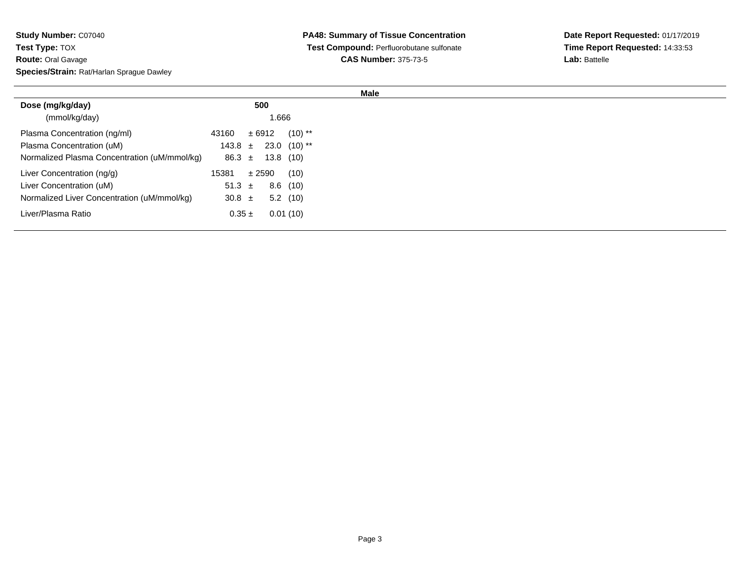**Study Number:** C07040
**Test Type:** TOX
**Route:** Oral Gavage
**Species/Strain:** Rat/Harlan Sprague Dawley

**PA48: Summary of Tissue Concentration**
**Test Compound:** Perfluorobutane sulfonate
**CAS Number:** 375-73-5

**Date Report Requested:** 01/17/2019
**Time Report Requested:** 14:33:53
**Lab:** Battelle

| | Male |
|---|---|
| **Dose (mg/kg/day)** | **500** |
| (mmol/kg/day) | 1.666 |
| Plasma Concentration (ng/ml) | 43160 ± 6912 (10) ** |
| Plasma Concentration (uM) | 143.8 ± 23.0 (10) ** |
| Normalized Plasma Concentration (uM/mmol/kg) | 86.3 ± 13.8 (10) |
| Liver Concentration (ng/g) | 15381 ± 2590 (10) |
| Liver Concentration (uM) | 51.3 ± 8.6 (10) |
| Normalized Liver Concentration (uM/mmol/kg) | 30.8 ± 5.2 (10) |
| Liver/Plasma Ratio | 0.35 ± 0.01 (10) |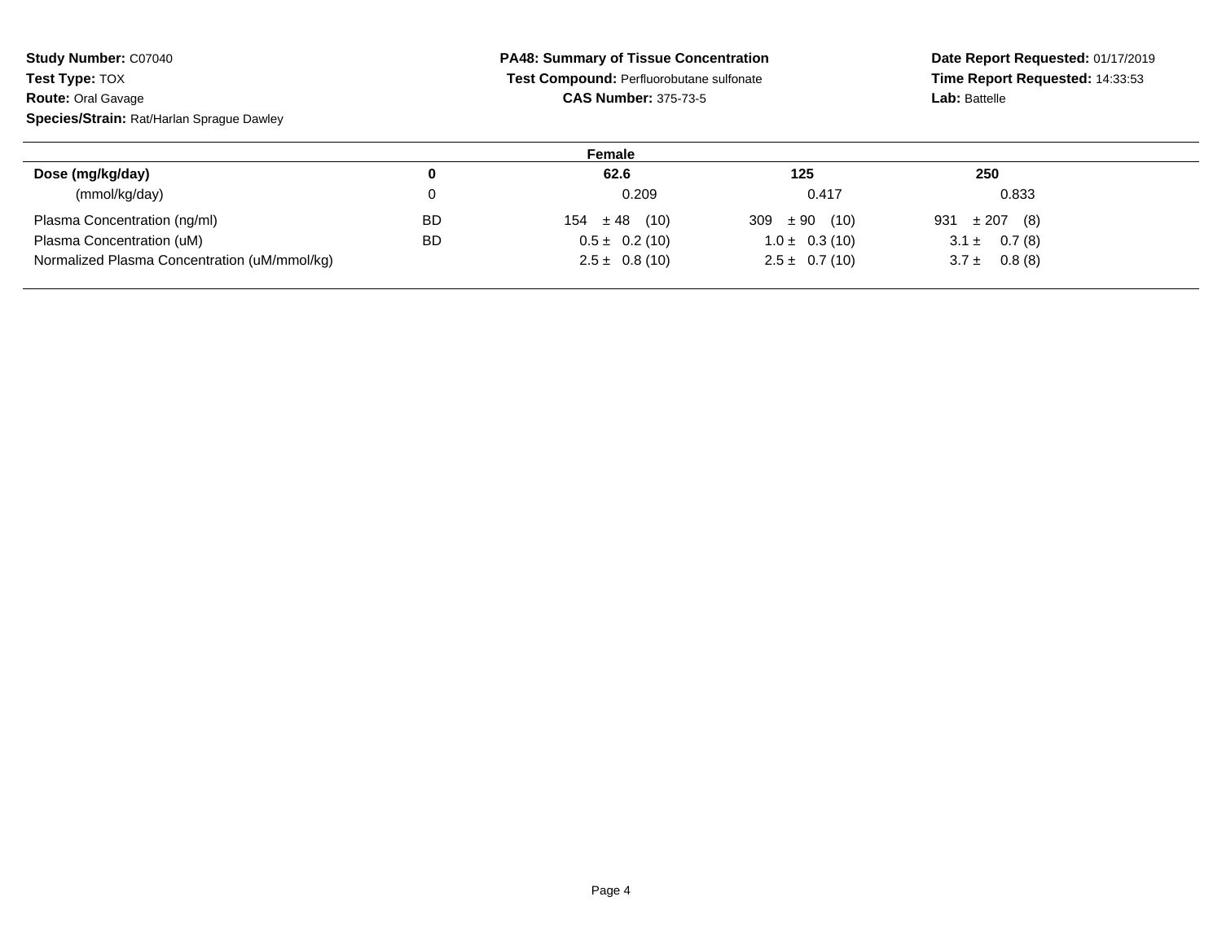**Study Number:** C07040
**Test Type:** TOX
**Route:** Oral Gavage
**Species/Strain:** Rat/Harlan Sprague Dawley

**PA48: Summary of Tissue Concentration**
**Test Compound:** Perfluorobutane sulfonate
**CAS Number:** 375-73-5

**Date Report Requested:** 01/17/2019
**Time Report Requested:** 14:33:53
**Lab:** Battelle

| Female | | | | |
|---|---|---|---|---|
| **Dose (mg/kg/day)** | **0** | **62.6** | **125** | **250** |
| (mmol/kg/day) | 0 | 0.209 | 0.417 | 0.833 |
| Plasma Concentration (ng/ml) | BD | 154 ± 48 (10) | 309 ± 90 (10) | 931 ± 207 (8) |
| Plasma Concentration (uM) | BD | 0.5 ± 0.2 (10) | 1.0 ± 0.3 (10) | 3.1 ± 0.7 (8) |
| Normalized Plasma Concentration (uM/mmol/kg) | | 2.5 ± 0.8 (10) | 2.5 ± 0.7 (10) | 3.7 ± 0.8 (8) |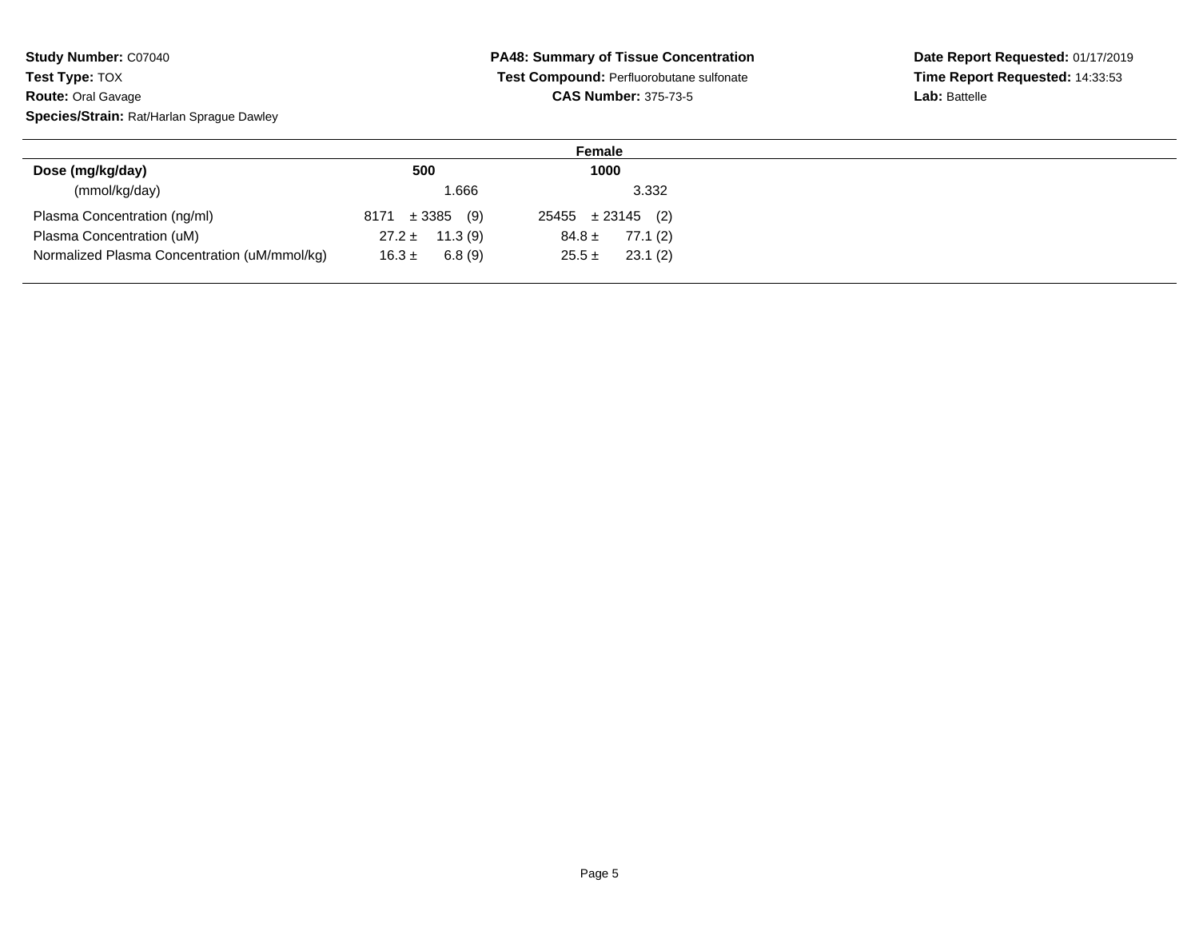**Study Number:** C07040
**Test Type:** TOX
**Route:** Oral Gavage
**Species/Strain:** Rat/Harlan Sprague Dawley

**PA48: Summary of Tissue Concentration**
**Test Compound:** Perfluorobutane sulfonate
**CAS Number:** 375-73-5

**Date Report Requested:** 01/17/2019
**Time Report Requested:** 14:33:53
**Lab:** Battelle

| | Female | |
|---|---|---|
| **Dose (mg/kg/day)** | **500** | **1000** |
| (mmol/kg/day) | 1.666 | 3.332 |
| Plasma Concentration (ng/ml) | 8171 ± 3385 (9) | 25455 ± 23145 (2) |
| Plasma Concentration (uM) | 27.2 ± 11.3 (9) | 84.8 ± 77.1 (2) |
| Normalized Plasma Concentration (uM/mmol/kg) | 16.3 ± 6.8 (9) | 25.5 ± 23.1 (2) |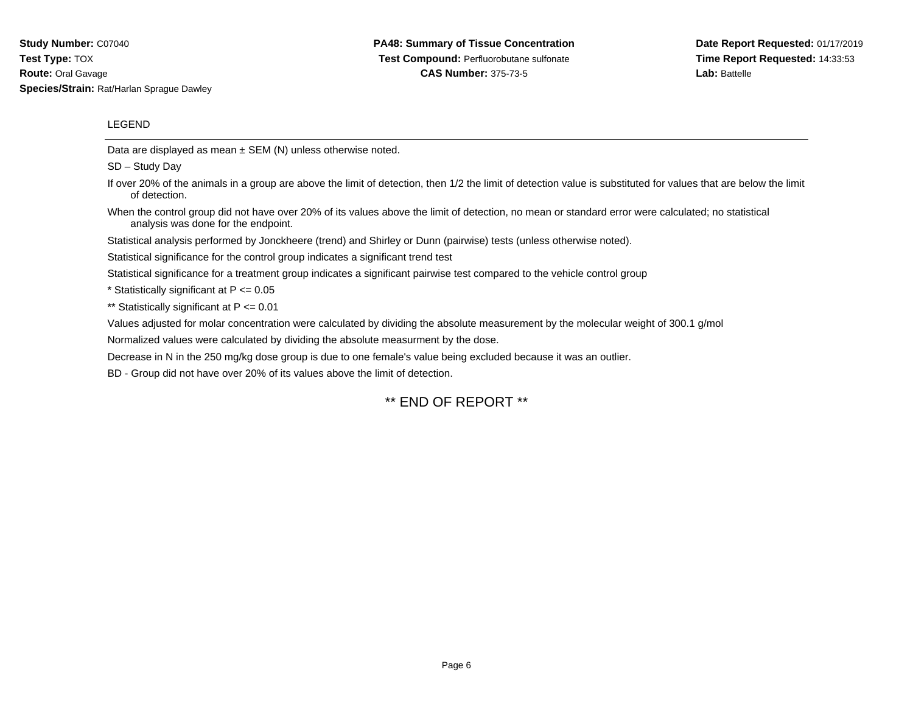**Study Number:** C07040
**Test Type:** TOX
**Route:** Oral Gavage
**Species/Strain:** Rat/Harlan Sprague Dawley

**PA48: Summary of Tissue Concentration**
**Test Compound:** Perfluorobutane sulfonate
**CAS Number:** 375-73-5

**Date Report Requested:** 01/17/2019
**Time Report Requested:** 14:33:53
**Lab:** Battelle

LEGEND

---

Data are displayed as mean ± SEM (N) unless otherwise noted.

SD – Study Day

If over 20% of the animals in a group are above the limit of detection, then 1/2 the limit of detection value is substituted for values that are below the limit of detection.

When the control group did not have over 20% of its values above the limit of detection, no mean or standard error were calculated; no statistical analysis was done for the endpoint.

Statistical analysis performed by Jonckheere (trend) and Shirley or Dunn (pairwise) tests (unless otherwise noted).

Statistical significance for the control group indicates a significant trend test

Statistical significance for a treatment group indicates a significant pairwise test compared to the vehicle control group

* Statistically significant at $P <= 0.05$

** Statistically significant at $P <= 0.01$

Values adjusted for molar concentration were calculated by dividing the absolute measurement by the molecular weight of 300.1 g/mol

Normalized values were calculated by dividing the absolute measurment by the dose.

Decrease in N in the 250 mg/kg dose group is due to one female's value being excluded because it was an outlier.

BD - Group did not have over 20% of its values above the limit of detection.

** END OF REPORT **